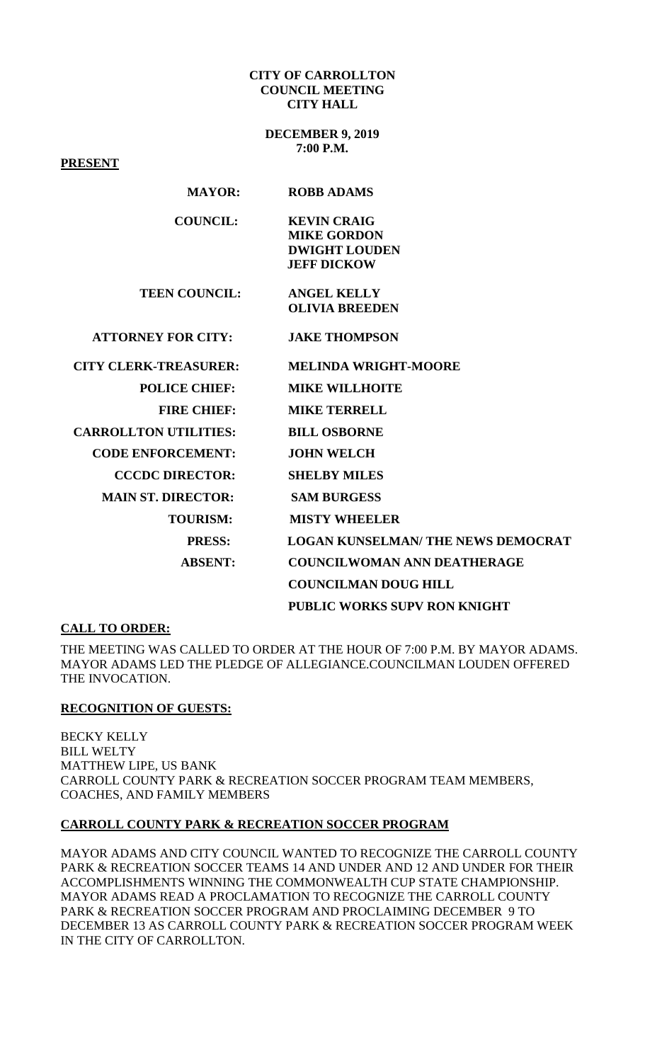**CITY OF CARROLLTON**
**COUNCIL MEETING**
**CITY HALL**

**DECEMBER 9, 2019**
**7:00 P.M.**

**PRESENT**

| | |
|---|---|
| **MAYOR:** | **ROBB ADAMS** |
| **COUNCIL:** | **KEVIN CRAIG** |
| | **MIKE GORDON** |
| | **DWIGHT LOUDEN** |
| | **JEFF DICKOW** |
| **TEEN COUNCIL:** | **ANGEL KELLY** |
| | **OLIVIA BREEDEN** |
| **ATTORNEY FOR CITY:** | **JAKE THOMPSON** |
| **CITY CLERK-TREASURER:** | **MELINDA WRIGHT-MOORE** |
| **POLICE CHIEF:** | **MIKE WILLHOITE** |
| **FIRE CHIEF:** | **MIKE TERRELL** |
| **CARROLLTON UTILITIES:** | **BILL OSBORNE** |
| **CODE ENFORCEMENT:** | **JOHN WELCH** |
| **CCCDC DIRECTOR:** | **SHELBY MILES** |
| **MAIN ST. DIRECTOR:** | **SAM BURGESS** |
| **TOURISM:** | **MISTY WHEELER** |
| **PRESS:** | **LOGAN KUNSELMAN/ THE NEWS DEMOCRAT** |
| **ABSENT:** | **COUNCILWOMAN ANN DEATHERAGE** |
| | **COUNCILMAN DOUG HILL** |
| | **PUBLIC WORKS SUPV RON KNIGHT** |

**CALL TO ORDER:**

THE MEETING WAS CALLED TO ORDER AT THE HOUR OF 7:00 P.M. BY MAYOR ADAMS. MAYOR ADAMS LED THE PLEDGE OF ALLEGIANCE.COUNCILMAN LOUDEN OFFERED THE INVOCATION.

**RECOGNITION OF GUESTS:**

BECKY KELLY
BILL WELTY
MATTHEW LIPE, US BANK
CARROLL COUNTY PARK & RECREATION SOCCER PROGRAM TEAM MEMBERS, COACHES, AND FAMILY MEMBERS

**CARROLL COUNTY PARK & RECREATION SOCCER PROGRAM**

MAYOR ADAMS AND CITY COUNCIL WANTED TO RECOGNIZE THE CARROLL COUNTY PARK & RECREATION SOCCER TEAMS 14 AND UNDER AND 12 AND UNDER FOR THEIR ACCOMPLISHMENTS WINNING THE COMMONWEALTH CUP STATE CHAMPIONSHIP. MAYOR ADAMS READ A PROCLAMATION TO RECOGNIZE THE CARROLL COUNTY PARK & RECREATION SOCCER PROGRAM AND PROCLAIMING DECEMBER 9 TO DECEMBER 13 AS CARROLL COUNTY PARK & RECREATION SOCCER PROGRAM WEEK IN THE CITY OF CARROLLTON.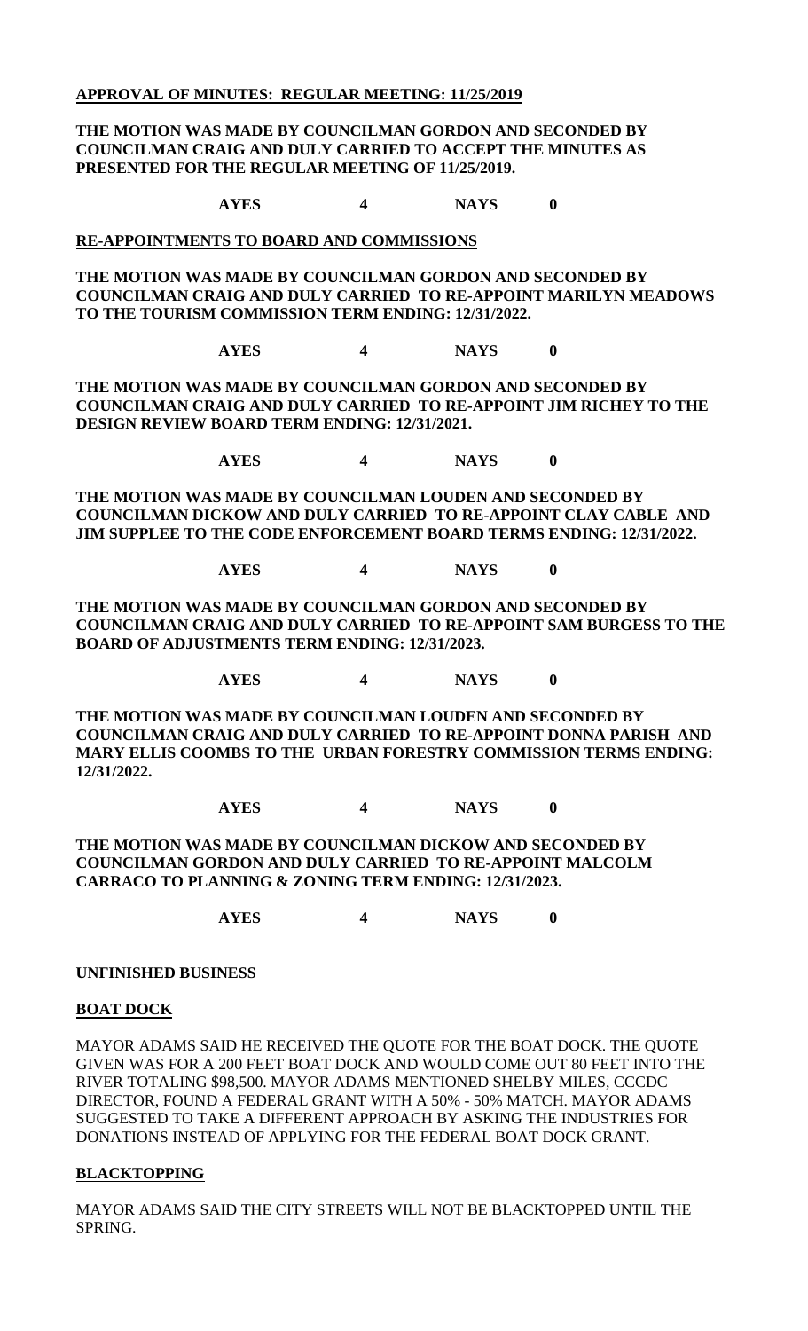**APPROVAL OF MINUTES: REGULAR MEETING: 11/25/2019**

**THE MOTION WAS MADE BY COUNCILMAN GORDON AND SECONDED BY COUNCILMAN CRAIG AND DULY CARRIED TO ACCEPT THE MINUTES AS PRESENTED FOR THE REGULAR MEETING OF 11/25/2019.**

**AYES 4 NAYS 0**

**RE-APPOINTMENTS TO BOARD AND COMMISSIONS**

**THE MOTION WAS MADE BY COUNCILMAN GORDON AND SECONDED BY COUNCILMAN CRAIG AND DULY CARRIED TO RE-APPOINT MARILYN MEADOWS TO THE TOURISM COMMISSION TERM ENDING: 12/31/2022.**

**AYES 4 NAYS 0**

**THE MOTION WAS MADE BY COUNCILMAN GORDON AND SECONDED BY COUNCILMAN CRAIG AND DULY CARRIED TO RE-APPOINT JIM RICHEY TO THE DESIGN REVIEW BOARD TERM ENDING: 12/31/2021.**

**AYES 4 NAYS 0**

**THE MOTION WAS MADE BY COUNCILMAN LOUDEN AND SECONDED BY COUNCILMAN DICKOW AND DULY CARRIED TO RE-APPOINT CLAY CABLE AND JIM SUPPLEE TO THE CODE ENFORCEMENT BOARD TERMS ENDING: 12/31/2022.**

**AYES 4 NAYS 0**

**THE MOTION WAS MADE BY COUNCILMAN GORDON AND SECONDED BY COUNCILMAN CRAIG AND DULY CARRIED TO RE-APPOINT SAM BURGESS TO THE BOARD OF ADJUSTMENTS TERM ENDING: 12/31/2023.**

**AYES 4 NAYS 0**

**THE MOTION WAS MADE BY COUNCILMAN LOUDEN AND SECONDED BY COUNCILMAN CRAIG AND DULY CARRIED TO RE-APPOINT DONNA PARISH AND MARY ELLIS COOMBS TO THE URBAN FORESTRY COMMISSION TERMS ENDING: 12/31/2022.**

**AYES 4 NAYS 0**

**THE MOTION WAS MADE BY COUNCILMAN DICKOW AND SECONDED BY COUNCILMAN GORDON AND DULY CARRIED TO RE-APPOINT MALCOLM CARRACO TO PLANNING & ZONING TERM ENDING: 12/31/2023.**

**AYES 4 NAYS 0**

**UNFINISHED BUSINESS**

**BOAT DOCK**

MAYOR ADAMS SAID HE RECEIVED THE QUOTE FOR THE BOAT DOCK. THE QUOTE GIVEN WAS FOR A 200 FEET BOAT DOCK AND WOULD COME OUT 80 FEET INTO THE RIVER TOTALING $98,500. MAYOR ADAMS MENTIONED SHELBY MILES, CCCDC DIRECTOR, FOUND A FEDERAL GRANT WITH A 50% - 50% MATCH. MAYOR ADAMS SUGGESTED TO TAKE A DIFFERENT APPROACH BY ASKING THE INDUSTRIES FOR DONATIONS INSTEAD OF APPLYING FOR THE FEDERAL BOAT DOCK GRANT.

**BLACKTOPPING**

MAYOR ADAMS SAID THE CITY STREETS WILL NOT BE BLACKTOPPED UNTIL THE SPRING.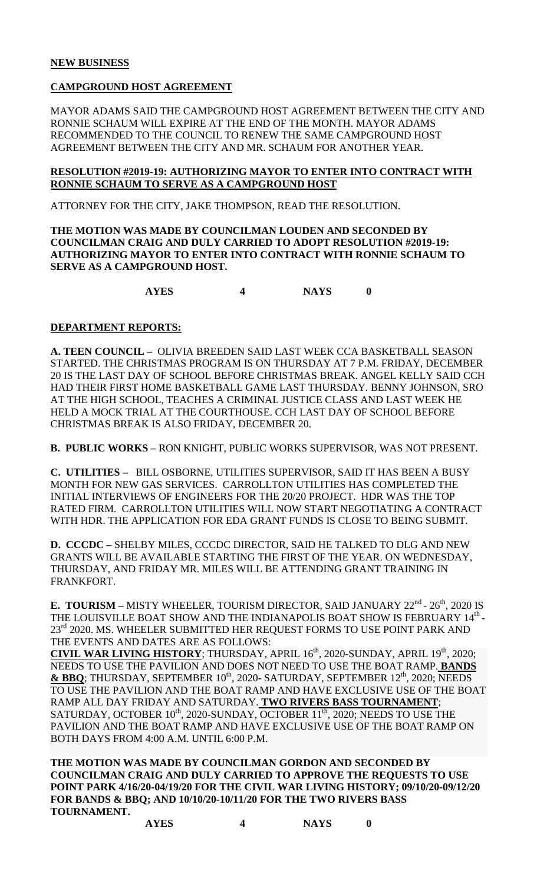**NEW BUSINESS**

**CAMPGROUND HOST AGREEMENT**

MAYOR ADAMS SAID THE CAMPGROUND HOST AGREEMENT BETWEEN THE CITY AND RONNIE SCHAUM WILL EXPIRE AT THE END OF THE MONTH. MAYOR ADAMS RECOMMENDED TO THE COUNCIL TO RENEW THE SAME CAMPGROUND HOST AGREEMENT BETWEEN THE CITY AND MR. SCHAUM FOR ANOTHER YEAR.

**RESOLUTION #2019-19: AUTHORIZING MAYOR TO ENTER INTO CONTRACT WITH RONNIE SCHAUM TO SERVE AS A CAMPGROUND HOST**

ATTORNEY FOR THE CITY, JAKE THOMPSON, READ THE RESOLUTION.

**THE MOTION WAS MADE BY COUNCILMAN LOUDEN AND SECONDED BY COUNCILMAN CRAIG AND DULY CARRIED TO ADOPT RESOLUTION #2019-19: AUTHORIZING MAYOR TO ENTER INTO CONTRACT WITH RONNIE SCHAUM TO SERVE AS A CAMPGROUND HOST.**

**AYES 4 NAYS 0**

**DEPARTMENT REPORTS:**

**A. TEEN COUNCIL –** OLIVIA BREEDEN SAID LAST WEEK CCA BASKETBALL SEASON STARTED. THE CHRISTMAS PROGRAM IS ON THURSDAY AT 7 P.M. FRIDAY, DECEMBER 20 IS THE LAST DAY OF SCHOOL BEFORE CHRISTMAS BREAK. ANGEL KELLY SAID CCH HAD THEIR FIRST HOME BASKETBALL GAME LAST THURSDAY. BENNY JOHNSON, SRO AT THE HIGH SCHOOL, TEACHES A CRIMINAL JUSTICE CLASS AND LAST WEEK HE HELD A MOCK TRIAL AT THE COURTHOUSE. CCH LAST DAY OF SCHOOL BEFORE CHRISTMAS BREAK IS ALSO FRIDAY, DECEMBER 20.

**B. PUBLIC WORKS** – RON KNIGHT, PUBLIC WORKS SUPERVISOR, WAS NOT PRESENT.

**C. UTILITIES –** BILL OSBORNE, UTILITIES SUPERVISOR, SAID IT HAS BEEN A BUSY MONTH FOR NEW GAS SERVICES. CARROLLTON UTILITIES HAS COMPLETED THE INITIAL INTERVIEWS OF ENGINEERS FOR THE 20/20 PROJECT. HDR WAS THE TOP RATED FIRM. CARROLLTON UTILITIES WILL NOW START NEGOTIATING A CONTRACT WITH HDR. THE APPLICATION FOR EDA GRANT FUNDS IS CLOSE TO BEING SUBMIT.

**D. CCCDC –** SHELBY MILES, CCCDC DIRECTOR, SAID HE TALKED TO DLG AND NEW GRANTS WILL BE AVAILABLE STARTING THE FIRST OF THE YEAR. ON WEDNESDAY, THURSDAY, AND FRIDAY MR. MILES WILL BE ATTENDING GRANT TRAINING IN FRANKFORT.

**E. TOURISM –** MISTY WHEELER, TOURISM DIRECTOR, SAID JANUARY 22nd - 26th, 2020 IS THE LOUISVILLE BOAT SHOW AND THE INDIANAPOLIS BOAT SHOW IS FEBRUARY 14th - 23rd 2020. MS. WHEELER SUBMITTED HER REQUEST FORMS TO USE POINT PARK AND THE EVENTS AND DATES ARE AS FOLLOWS:
**CIVIL WAR LIVING HISTORY**; THURSDAY, APRIL 16th, 2020-SUNDAY, APRIL 19th, 2020; NEEDS TO USE THE PAVILION AND DOES NOT NEED TO USE THE BOAT RAMP. **BANDS & BBQ**; THURSDAY, SEPTEMBER 10th, 2020- SATURDAY, SEPTEMBER 12th, 2020; NEEDS TO USE THE PAVILION AND THE BOAT RAMP AND HAVE EXCLUSIVE USE OF THE BOAT RAMP ALL DAY FRIDAY AND SATURDAY. **TWO RIVERS BASS TOURNAMENT**; SATURDAY, OCTOBER 10th, 2020-SUNDAY, OCTOBER 11th, 2020; NEEDS TO USE THE PAVILION AND THE BOAT RAMP AND HAVE EXCLUSIVE USE OF THE BOAT RAMP ON BOTH DAYS FROM 4:00 A.M. UNTIL 6:00 P.M.

**THE MOTION WAS MADE BY COUNCILMAN GORDON AND SECONDED BY COUNCILMAN CRAIG AND DULY CARRIED TO APPROVE THE REQUESTS TO USE POINT PARK 4/16/20-04/19/20 FOR THE CIVIL WAR LIVING HISTORY; 09/10/20-09/12/20 FOR BANDS & BBQ; AND 10/10/20-10/11/20 FOR THE TWO RIVERS BASS TOURNAMENT.**

**AYES 4 NAYS 0**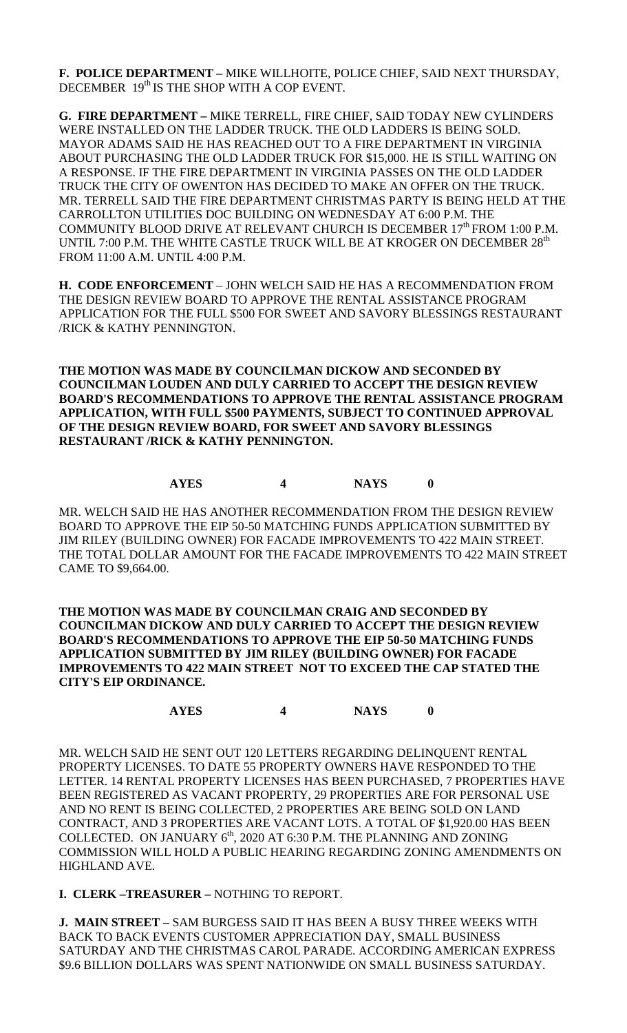**F. POLICE DEPARTMENT –** MIKE WILLHOITE, POLICE CHIEF, SAID NEXT THURSDAY, DECEMBER 19th IS THE SHOP WITH A COP EVENT.

**G. FIRE DEPARTMENT –** MIKE TERRELL, FIRE CHIEF, SAID TODAY NEW CYLINDERS WERE INSTALLED ON THE LADDER TRUCK. THE OLD LADDERS IS BEING SOLD. MAYOR ADAMS SAID HE HAS REACHED OUT TO A FIRE DEPARTMENT IN VIRGINIA ABOUT PURCHASING THE OLD LADDER TRUCK FOR $15,000. HE IS STILL WAITING ON A RESPONSE. IF THE FIRE DEPARTMENT IN VIRGINIA PASSES ON THE OLD LADDER TRUCK THE CITY OF OWENTON HAS DECIDED TO MAKE AN OFFER ON THE TRUCK. MR. TERRELL SAID THE FIRE DEPARTMENT CHRISTMAS PARTY IS BEING HELD AT THE CARROLLTON UTILITIES DOC BUILDING ON WEDNESDAY AT 6:00 P.M. THE COMMUNITY BLOOD DRIVE AT RELEVANT CHURCH IS DECEMBER 17th FROM 1:00 P.M. UNTIL 7:00 P.M. THE WHITE CASTLE TRUCK WILL BE AT KROGER ON DECEMBER 28th FROM 11:00 A.M. UNTIL 4:00 P.M.

**H. CODE ENFORCEMENT** – JOHN WELCH SAID HE HAS A RECOMMENDATION FROM THE DESIGN REVIEW BOARD TO APPROVE THE RENTAL ASSISTANCE PROGRAM APPLICATION FOR THE FULL $500 FOR SWEET AND SAVORY BLESSINGS RESTAURANT /RICK & KATHY PENNINGTON.

**THE MOTION WAS MADE BY COUNCILMAN DICKOW AND SECONDED BY COUNCILMAN LOUDEN AND DULY CARRIED TO ACCEPT THE DESIGN REVIEW BOARD'S RECOMMENDATIONS TO APPROVE THE RENTAL ASSISTANCE PROGRAM APPLICATION, WITH FULL $500 PAYMENTS, SUBJECT TO CONTINUED APPROVAL OF THE DESIGN REVIEW BOARD, FOR SWEET AND SAVORY BLESSINGS RESTAURANT /RICK & KATHY PENNINGTON.**

**AYES 4 NAYS 0**

MR. WELCH SAID HE HAS ANOTHER RECOMMENDATION FROM THE DESIGN REVIEW BOARD TO APPROVE THE EIP 50-50 MATCHING FUNDS APPLICATION SUBMITTED BY JIM RILEY (BUILDING OWNER) FOR FACADE IMPROVEMENTS TO 422 MAIN STREET. THE TOTAL DOLLAR AMOUNT FOR THE FACADE IMPROVEMENTS TO 422 MAIN STREET CAME TO $9,664.00.

**THE MOTION WAS MADE BY COUNCILMAN CRAIG AND SECONDED BY COUNCILMAN DICKOW AND DULY CARRIED TO ACCEPT THE DESIGN REVIEW BOARD'S RECOMMENDATIONS TO APPROVE THE EIP 50-50 MATCHING FUNDS APPLICATION SUBMITTED BY JIM RILEY (BUILDING OWNER) FOR FACADE IMPROVEMENTS TO 422 MAIN STREET NOT TO EXCEED THE CAP STATED THE CITY'S EIP ORDINANCE.**

**AYES 4 NAYS 0**

MR. WELCH SAID HE SENT OUT 120 LETTERS REGARDING DELINQUENT RENTAL PROPERTY LICENSES. TO DATE 55 PROPERTY OWNERS HAVE RESPONDED TO THE LETTER. 14 RENTAL PROPERTY LICENSES HAS BEEN PURCHASED, 7 PROPERTIES HAVE BEEN REGISTERED AS VACANT PROPERTY, 29 PROPERTIES ARE FOR PERSONAL USE AND NO RENT IS BEING COLLECTED, 2 PROPERTIES ARE BEING SOLD ON LAND CONTRACT, AND 3 PROPERTIES ARE VACANT LOTS. A TOTAL OF $1,920.00 HAS BEEN COLLECTED. ON JANUARY 6th, 2020 AT 6:30 P.M. THE PLANNING AND ZONING COMMISSION WILL HOLD A PUBLIC HEARING REGARDING ZONING AMENDMENTS ON HIGHLAND AVE.

**I. CLERK –TREASURER –** NOTHING TO REPORT.

**J. MAIN STREET –** SAM BURGESS SAID IT HAS BEEN A BUSY THREE WEEKS WITH BACK TO BACK EVENTS CUSTOMER APPRECIATION DAY, SMALL BUSINESS SATURDAY AND THE CHRISTMAS CAROL PARADE. ACCORDING AMERICAN EXPRESS $9.6 BILLION DOLLARS WAS SPENT NATIONWIDE ON SMALL BUSINESS SATURDAY.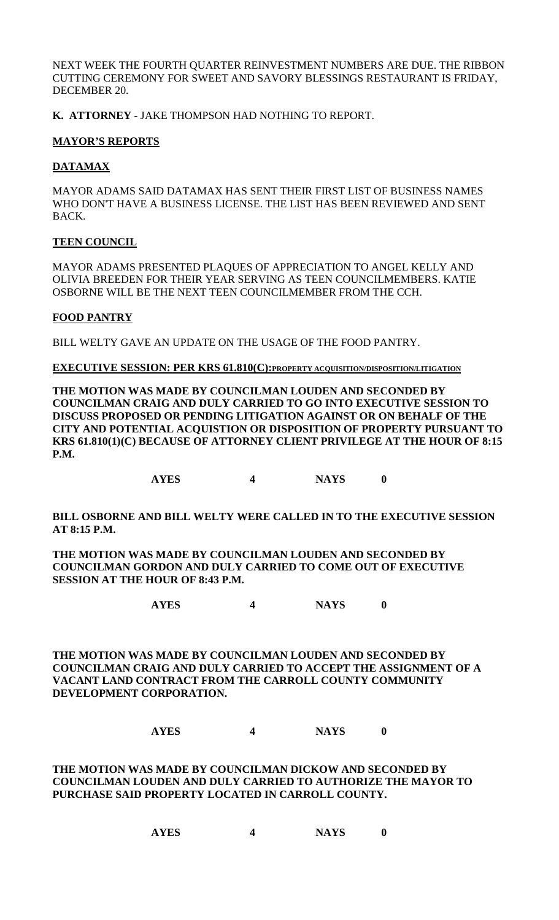NEXT WEEK THE FOURTH QUARTER REINVESTMENT NUMBERS ARE DUE. THE RIBBON CUTTING CEREMONY FOR SWEET AND SAVORY BLESSINGS RESTAURANT IS FRIDAY, DECEMBER 20.

**K. ATTORNEY -** JAKE THOMPSON HAD NOTHING TO REPORT.

**MAYOR'S REPORTS**

**DATAMAX**

MAYOR ADAMS SAID DATAMAX HAS SENT THEIR FIRST LIST OF BUSINESS NAMES WHO DON'T HAVE A BUSINESS LICENSE. THE LIST HAS BEEN REVIEWED AND SENT BACK.

**TEEN COUNCIL**

MAYOR ADAMS PRESENTED PLAQUES OF APPRECIATION TO ANGEL KELLY AND OLIVIA BREEDEN FOR THEIR YEAR SERVING AS TEEN COUNCILMEMBERS. KATIE OSBORNE WILL BE THE NEXT TEEN COUNCILMEMBER FROM THE CCH.

**FOOD PANTRY**

BILL WELTY GAVE AN UPDATE ON THE USAGE OF THE FOOD PANTRY.

**EXECUTIVE SESSION: PER KRS 61.810(C):PROPERTY ACQUISITION/DISPOSITION/LITIGATION**

**THE MOTION WAS MADE BY COUNCILMAN LOUDEN AND SECONDED BY COUNCILMAN CRAIG AND DULY CARRIED TO GO INTO EXECUTIVE SESSION TO DISCUSS PROPOSED OR PENDING LITIGATION AGAINST OR ON BEHALF OF THE CITY AND POTENTIAL ACQUISTION OR DISPOSITION OF PROPERTY PURSUANT TO KRS 61.810(1)(C) BECAUSE OF ATTORNEY CLIENT PRIVILEGE AT THE HOUR OF 8:15 P.M.**

**AYES 4 NAYS 0**

**BILL OSBORNE AND BILL WELTY WERE CALLED IN TO THE EXECUTIVE SESSION AT 8:15 P.M.**

**THE MOTION WAS MADE BY COUNCILMAN LOUDEN AND SECONDED BY COUNCILMAN GORDON AND DULY CARRIED TO COME OUT OF EXECUTIVE SESSION AT THE HOUR OF 8:43 P.M.**

**AYES 4 NAYS 0**

**THE MOTION WAS MADE BY COUNCILMAN LOUDEN AND SECONDED BY COUNCILMAN CRAIG AND DULY CARRIED TO ACCEPT THE ASSIGNMENT OF A VACANT LAND CONTRACT FROM THE CARROLL COUNTY COMMUNITY DEVELOPMENT CORPORATION.**

**AYES 4 NAYS 0**

**THE MOTION WAS MADE BY COUNCILMAN DICKOW AND SECONDED BY COUNCILMAN LOUDEN AND DULY CARRIED TO AUTHORIZE THE MAYOR TO PURCHASE SAID PROPERTY LOCATED IN CARROLL COUNTY.**

**AYES 4 NAYS 0**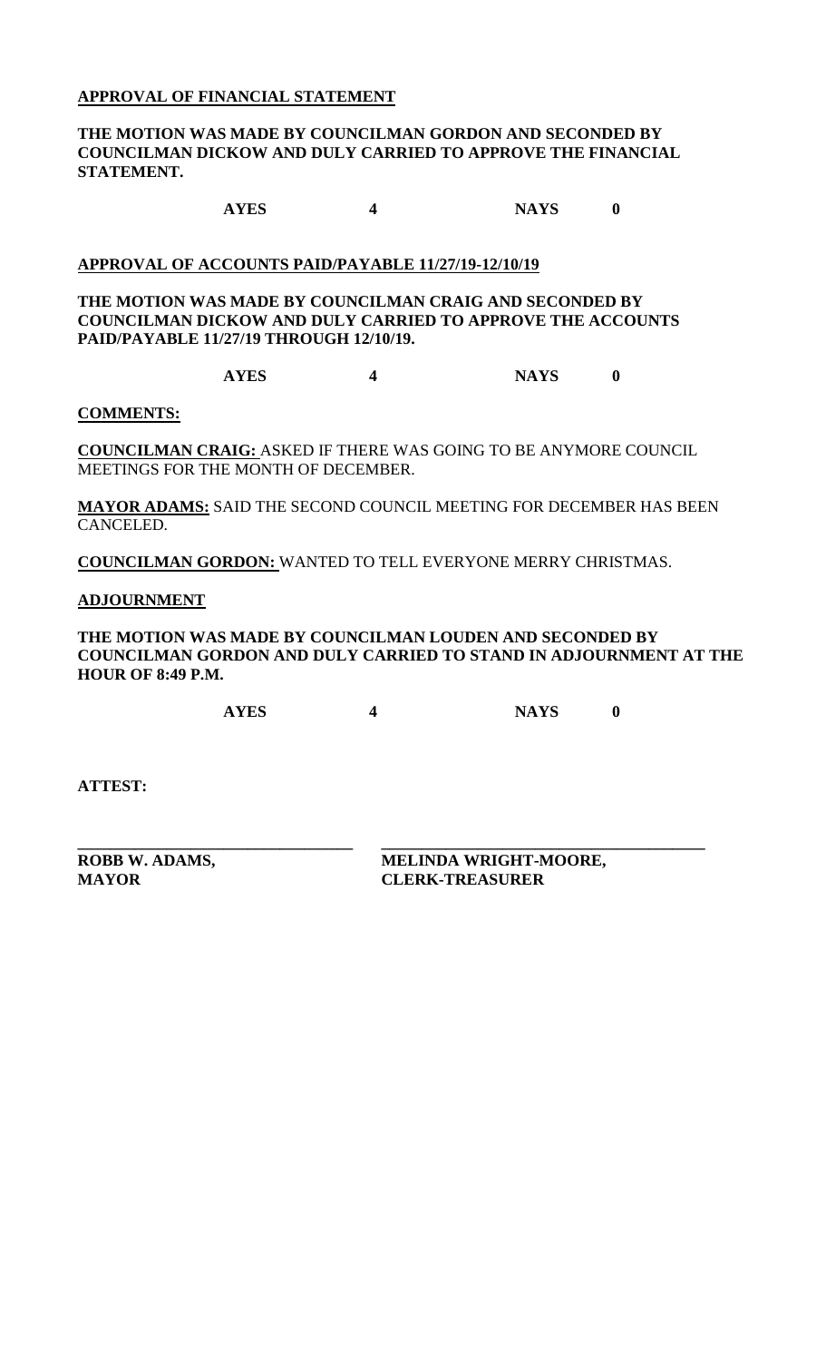**APPROVAL OF FINANCIAL STATEMENT**

**THE MOTION WAS MADE BY COUNCILMAN GORDON AND SECONDED BY COUNCILMAN DICKOW AND DULY CARRIED TO APPROVE THE FINANCIAL STATEMENT.**

**AYES 4 NAYS 0**

**APPROVAL OF ACCOUNTS PAID/PAYABLE 11/27/19-12/10/19**

**THE MOTION WAS MADE BY COUNCILMAN CRAIG AND SECONDED BY COUNCILMAN DICKOW AND DULY CARRIED TO APPROVE THE ACCOUNTS PAID/PAYABLE 11/27/19 THROUGH 12/10/19.**

**AYES 4 NAYS 0**

**COMMENTS:**

**COUNCILMAN CRAIG:** ASKED IF THERE WAS GOING TO BE ANYMORE COUNCIL MEETINGS FOR THE MONTH OF DECEMBER.

**MAYOR ADAMS:** SAID THE SECOND COUNCIL MEETING FOR DECEMBER HAS BEEN CANCELED.

**COUNCILMAN GORDON:** WANTED TO TELL EVERYONE MERRY CHRISTMAS.

**ADJOURNMENT**

**THE MOTION WAS MADE BY COUNCILMAN LOUDEN AND SECONDED BY COUNCILMAN GORDON AND DULY CARRIED TO STAND IN ADJOURNMENT AT THE HOUR OF 8:49 P.M.**

**AYES 4 NAYS 0**

**ATTEST:**

| | |
|---|---|
| **ROBB W. ADAMS,** | **MELINDA WRIGHT-MOORE,** |
| **MAYOR** | **CLERK-TREASURER** |